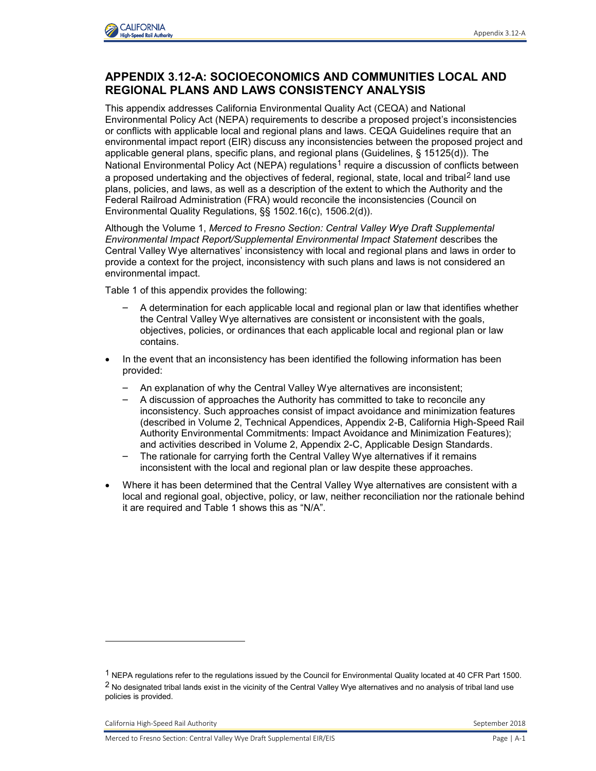## APPENDIX 3.12-A: SOCIOECONOMICS AND COMMUNITIES LOCAL AND REGIONAL PLANS AND LAWS CONSISTENCY ANALYSIS

This appendix addresses California Environmental Quality Act (CEQA) and National Environmental Policy Act (NEPA) requirements to describe a proposed project's inconsistencies or conflicts with applicable local and regional plans and laws. CEQA Guidelines require that an environmental impact report (EIR) discuss any inconsistencies between the proposed project and applicable general plans, specific plans, and regional plans (Guidelines, § 15125(d)). The National Environmental Policy Act (NEPA) regulations[1] require a discussion of conflicts between a proposed undertaking and the objectives of federal, regional, state, local and tribal[2] land use plans, policies, and laws, as well as a description of the extent to which the Authority and the Federal Railroad Administration (FRA) would reconcile the inconsistencies (Council on Environmental Quality Regulations, §§ 1502.16(c), 1506.2(d)).

Although the Volume 1, *Merced to Fresno Section: Central Valley Wye Draft Supplemental Environmental Impact Report/Supplemental Environmental Impact Statement* describes the Central Valley Wye alternatives' inconsistency with local and regional plans and laws in order to provide a context for the project, inconsistency with such plans and laws is not considered an environmental impact.

Table 1 of this appendix provides the following:

- A determination for each applicable local and regional plan or law that identifies whether the Central Valley Wye alternatives are consistent or inconsistent with the goals, objectives, policies, or ordinances that each applicable local and regional plan or law contains.

- In the event that an inconsistency has been identified the following information has been provided:
  - An explanation of why the Central Valley Wye alternatives are inconsistent;
  - A discussion of approaches the Authority has committed to take to reconcile any inconsistency. Such approaches consist of impact avoidance and minimization features (described in Volume 2, Technical Appendices, Appendix 2-B, California High-Speed Rail Authority Environmental Commitments: Impact Avoidance and Minimization Features); and activities described in Volume 2, Appendix 2-C, Applicable Design Standards.
  - The rationale for carrying forth the Central Valley Wye alternatives if it remains inconsistent with the local and regional plan or law despite these approaches.

- Where it has been determined that the Central Valley Wye alternatives are consistent with a local and regional goal, objective, policy, or law, neither reconciliation nor the rationale behind it are required and Table 1 shows this as "N/A".

---

[1] NEPA regulations refer to the regulations issued by the Council for Environmental Quality located at 40 CFR Part 1500.

[2] No designated tribal lands exist in the vicinity of the Central Valley Wye alternatives and no analysis of tribal land use policies is provided.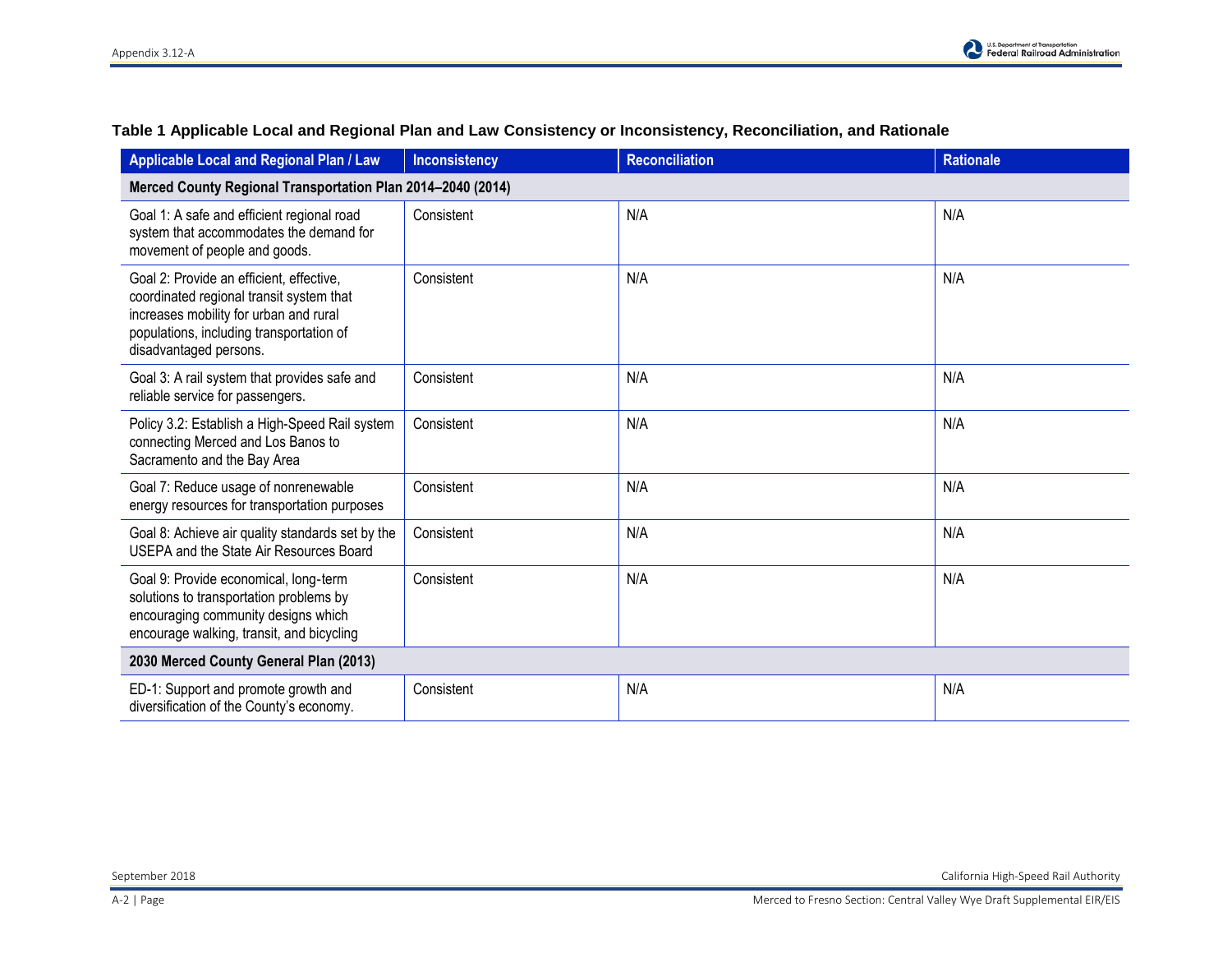**Table 1 Applicable Local and Regional Plan and Law Consistency or Inconsistency, Reconciliation, and Rationale**

| Applicable Local and Regional Plan / Law | Inconsistency | Reconciliation | Rationale |
|---|---|---|---|
| **Merced County Regional Transportation Plan 2014–2040 (2014)** | | | |
| Goal 1: A safe and efficient regional road system that accommodates the demand for movement of people and goods. | Consistent | N/A | N/A |
| Goal 2: Provide an efficient, effective, coordinated regional transit system that increases mobility for urban and rural populations, including transportation of disadvantaged persons. | Consistent | N/A | N/A |
| Goal 3: A rail system that provides safe and reliable service for passengers. | Consistent | N/A | N/A |
| Policy 3.2: Establish a High-Speed Rail system connecting Merced and Los Banos to Sacramento and the Bay Area | Consistent | N/A | N/A |
| Goal 7: Reduce usage of nonrenewable energy resources for transportation purposes | Consistent | N/A | N/A |
| Goal 8: Achieve air quality standards set by the USEPA and the State Air Resources Board | Consistent | N/A | N/A |
| Goal 9: Provide economical, long-term solutions to transportation problems by encouraging community designs which encourage walking, transit, and bicycling | Consistent | N/A | N/A |
| **2030 Merced County General Plan (2013)** | | | |
| ED-1: Support and promote growth and diversification of the County's economy. | Consistent | N/A | N/A |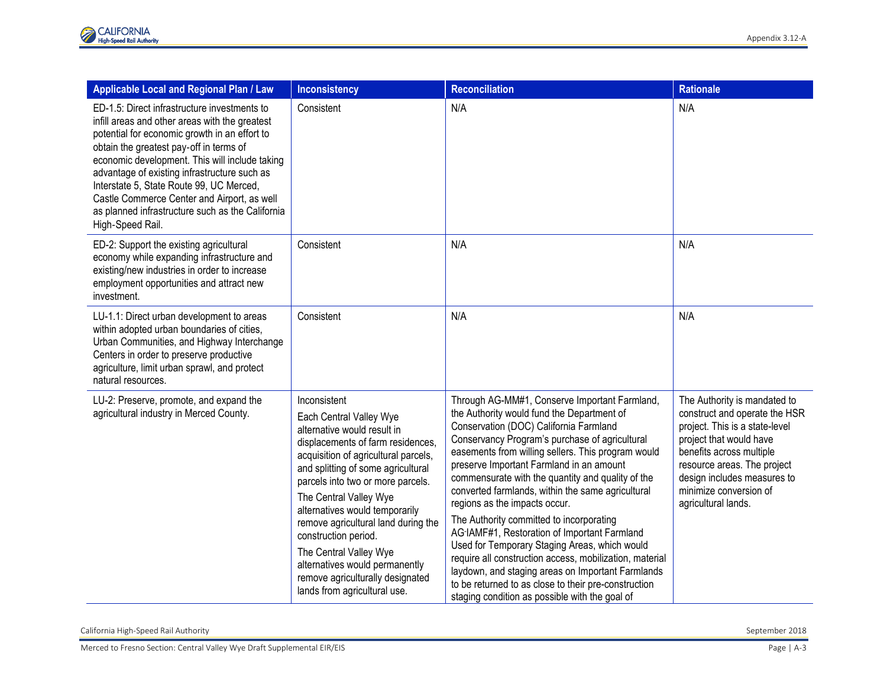| Applicable Local and Regional Plan / Law | Inconsistency | Reconciliation | Rationale |
|---|---|---|---|
| ED-1.5: Direct infrastructure investments to infill areas and other areas with the greatest potential for economic growth in an effort to obtain the greatest pay-off in terms of economic development. This will include taking advantage of existing infrastructure such as Interstate 5, State Route 99, UC Merced, Castle Commerce Center and Airport, as well as planned infrastructure such as the California High-Speed Rail. | Consistent | N/A | N/A |
| ED-2: Support the existing agricultural economy while expanding infrastructure and existing/new industries in order to increase employment opportunities and attract new investment. | Consistent | N/A | N/A |
| LU-1.1: Direct urban development to areas within adopted urban boundaries of cities, Urban Communities, and Highway Interchange Centers in order to preserve productive agriculture, limit urban sprawl, and protect natural resources. | Consistent | N/A | N/A |
| LU-2: Preserve, promote, and expand the agricultural industry in Merced County. | Inconsistent<br>Each Central Valley Wye alternative would result in displacements of farm residences, acquisition of agricultural parcels, and splitting of some agricultural parcels into two or more parcels.<br>The Central Valley Wye alternatives would temporarily remove agricultural land during the construction period.<br>The Central Valley Wye alternatives would permanently remove agriculturally designated lands from agricultural use. | Through AG-MM#1, Conserve Important Farmland, the Authority would fund the Department of Conservation (DOC) California Farmland Conservancy Program's purchase of agricultural easements from willing sellers. This program would preserve Important Farmland in an amount commensurate with the quantity and quality of the converted farmlands, within the same agricultural regions as the impacts occur.<br>The Authority committed to incorporating AG-IAMF#1, Restoration of Important Farmland Used for Temporary Staging Areas, which would require all construction access, mobilization, material laydown, and staging areas on Important Farmlands to be returned to as close to their pre-construction staging condition as possible with the goal of | The Authority is mandated to construct and operate the HSR project. This is a state-level project that would have benefits across multiple resource areas. The project design includes measures to minimize conversion of agricultural lands. |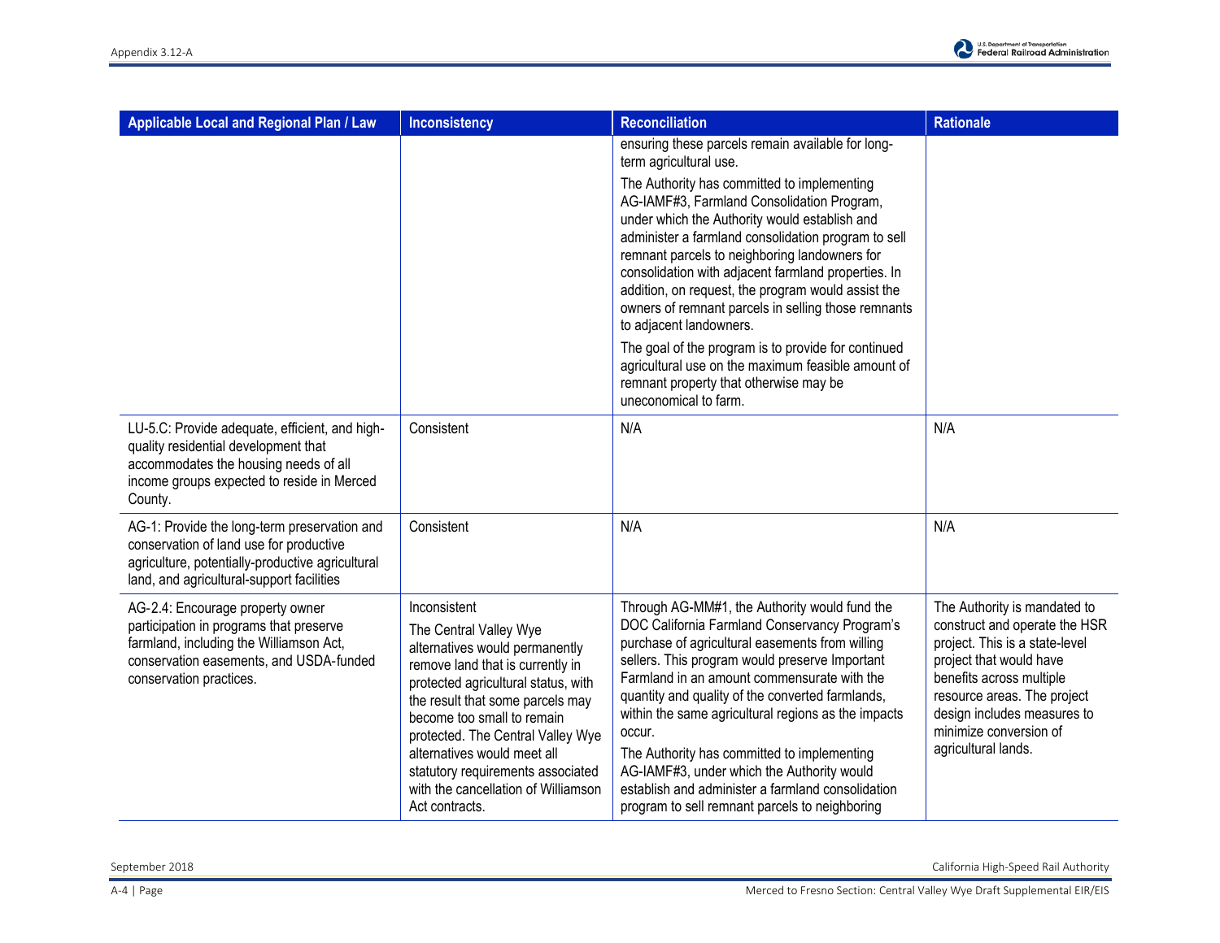| Applicable Local and Regional Plan / Law | Inconsistency | Reconciliation | Rationale |
|---|---|---|---|
| | | ensuring these parcels remain available for long-term agricultural use.<br><br>The Authority has committed to implementing AG-IAMF#3, Farmland Consolidation Program, under which the Authority would establish and administer a farmland consolidation program to sell remnant parcels to neighboring landowners for consolidation with adjacent farmland properties. In addition, on request, the program would assist the owners of remnant parcels in selling those remnants to adjacent landowners.<br><br>The goal of the program is to provide for continued agricultural use on the maximum feasible amount of remnant property that otherwise may be uneconomical to farm. | |
| LU-5.C: Provide adequate, efficient, and high-quality residential development that accommodates the housing needs of all income groups expected to reside in Merced County. | Consistent | N/A | N/A |
| AG-1: Provide the long-term preservation and conservation of land use for productive agriculture, potentially-productive agricultural land, and agricultural-support facilities | Consistent | N/A | N/A |
| AG-2.4: Encourage property owner participation in programs that preserve farmland, including the Williamson Act, conservation easements, and USDA-funded conservation practices. | Inconsistent<br><br>The Central Valley Wye alternatives would permanently remove land that is currently in protected agricultural status, with the result that some parcels may become too small to remain protected. The Central Valley Wye alternatives would meet all statutory requirements associated with the cancellation of Williamson Act contracts. | Through AG-MM#1, the Authority would fund the DOC California Farmland Conservancy Program's purchase of agricultural easements from willing sellers. This program would preserve Important Farmland in an amount commensurate with the quantity and quality of the converted farmlands, within the same agricultural regions as the impacts occur.<br><br>The Authority has committed to implementing AG-IAMF#3, under which the Authority would establish and administer a farmland consolidation program to sell remnant parcels to neighboring | The Authority is mandated to construct and operate the HSR project. This is a state-level project that would have benefits across multiple resource areas. The project design includes measures to minimize conversion of agricultural lands. |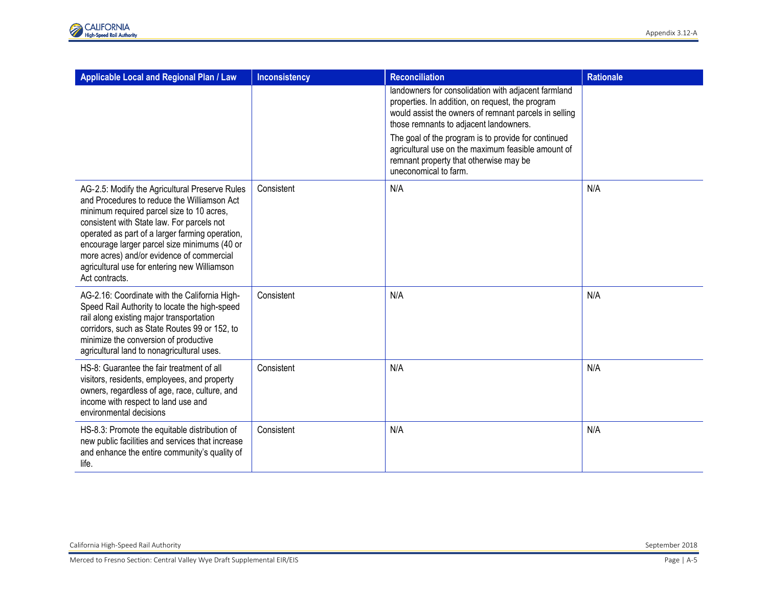| Applicable Local and Regional Plan / Law | Inconsistency | Reconciliation | Rationale |
| --- | --- | --- | --- |
| | | landowners for consolidation with adjacent farmland properties. In addition, on request, the program would assist the owners of remnant parcels in selling those remnants to adjacent landowners. The goal of the program is to provide for continued agricultural use on the maximum feasible amount of remnant property that otherwise may be uneconomical to farm. | |
| AG-2.5: Modify the Agricultural Preserve Rules and Procedures to reduce the Williamson Act minimum required parcel size to 10 acres, consistent with State law. For parcels not operated as part of a larger farming operation, encourage larger parcel size minimums (40 or more acres) and/or evidence of commercial agricultural use for entering new Williamson Act contracts. | Consistent | N/A | N/A |
| AG-2.16: Coordinate with the California High-Speed Rail Authority to locate the high-speed rail along existing major transportation corridors, such as State Routes 99 or 152, to minimize the conversion of productive agricultural land to nonagricultural uses. | Consistent | N/A | N/A |
| HS-8: Guarantee the fair treatment of all visitors, residents, employees, and property owners, regardless of age, race, culture, and income with respect to land use and environmental decisions | Consistent | N/A | N/A |
| HS-8.3: Promote the equitable distribution of new public facilities and services that increase and enhance the entire community's quality of life. | Consistent | N/A | N/A |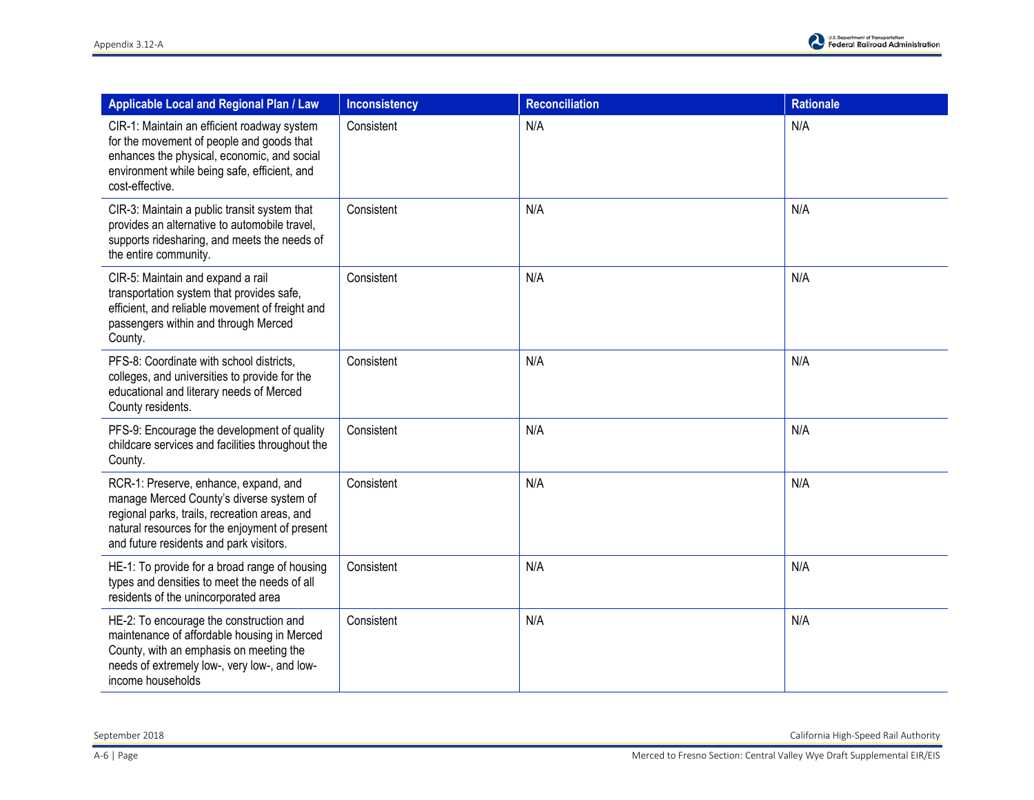| Applicable Local and Regional Plan / Law | Inconsistency | Reconciliation | Rationale |
| --- | --- | --- | --- |
| CIR-1: Maintain an efficient roadway system for the movement of people and goods that enhances the physical, economic, and social environment while being safe, efficient, and cost-effective. | Consistent | N/A | N/A |
| CIR-3: Maintain a public transit system that provides an alternative to automobile travel, supports ridesharing, and meets the needs of the entire community. | Consistent | N/A | N/A |
| CIR-5: Maintain and expand a rail transportation system that provides safe, efficient, and reliable movement of freight and passengers within and through Merced County. | Consistent | N/A | N/A |
| PFS-8: Coordinate with school districts, colleges, and universities to provide for the educational and literary needs of Merced County residents. | Consistent | N/A | N/A |
| PFS-9: Encourage the development of quality childcare services and facilities throughout the County. | Consistent | N/A | N/A |
| RCR-1: Preserve, enhance, expand, and manage Merced County's diverse system of regional parks, trails, recreation areas, and natural resources for the enjoyment of present and future residents and park visitors. | Consistent | N/A | N/A |
| HE-1: To provide for a broad range of housing types and densities to meet the needs of all residents of the unincorporated area | Consistent | N/A | N/A |
| HE-2: To encourage the construction and maintenance of affordable housing in Merced County, with an emphasis on meeting the needs of extremely low-, very low-, and low-income households | Consistent | N/A | N/A |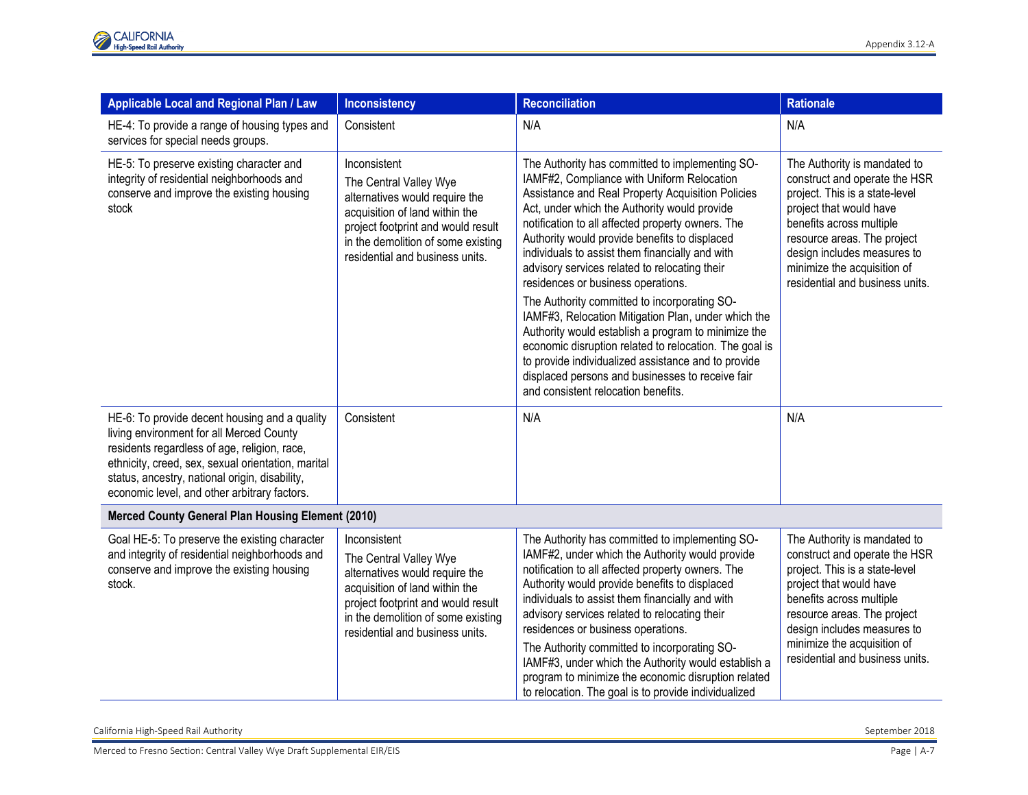| Applicable Local and Regional Plan / Law | Inconsistency | Reconciliation | Rationale |
|---|---|---|---|
| HE-4: To provide a range of housing types and services for special needs groups. | Consistent | N/A | N/A |
| HE-5: To preserve existing character and integrity of residential neighborhoods and conserve and improve the existing housing stock | Inconsistent<br>The Central Valley Wye alternatives would require the acquisition of land within the project footprint and would result in the demolition of some existing residential and business units. | The Authority has committed to implementing SO-IAMF#2, Compliance with Uniform Relocation Assistance and Real Property Acquisition Policies Act, under which the Authority would provide notification to all affected property owners. The Authority would provide benefits to displaced individuals to assist them financially and with advisory services related to relocating their residences or business operations.<br>The Authority committed to incorporating SO-IAMF#3, Relocation Mitigation Plan, under which the Authority would establish a program to minimize the economic disruption related to relocation. The goal is to provide individualized assistance and to provide displaced persons and businesses to receive fair and consistent relocation benefits. | The Authority is mandated to construct and operate the HSR project. This is a state-level project that would have benefits across multiple resource areas. The project design includes measures to minimize the acquisition of residential and business units. |
| HE-6: To provide decent housing and a quality living environment for all Merced County residents regardless of age, religion, race, ethnicity, creed, sex, sexual orientation, marital status, ancestry, national origin, disability, economic level, and other arbitrary factors. | Consistent | N/A | N/A |
| **Merced County General Plan Housing Element (2010)** | | | |
| Goal HE-5: To preserve the existing character and integrity of residential neighborhoods and conserve and improve the existing housing stock. | Inconsistent<br>The Central Valley Wye alternatives would require the acquisition of land within the project footprint and would result in the demolition of some existing residential and business units. | The Authority has committed to implementing SO-IAMF#2, under which the Authority would provide notification to all affected property owners. The Authority would provide benefits to displaced individuals to assist them financially and with advisory services related to relocating their residences or business operations.<br>The Authority committed to incorporating SO-IAMF#3, under which the Authority would establish a program to minimize the economic disruption related to relocation. The goal is to provide individualized | The Authority is mandated to construct and operate the HSR project. This is a state-level project that would have benefits across multiple resource areas. The project design includes measures to minimize the acquisition of residential and business units. |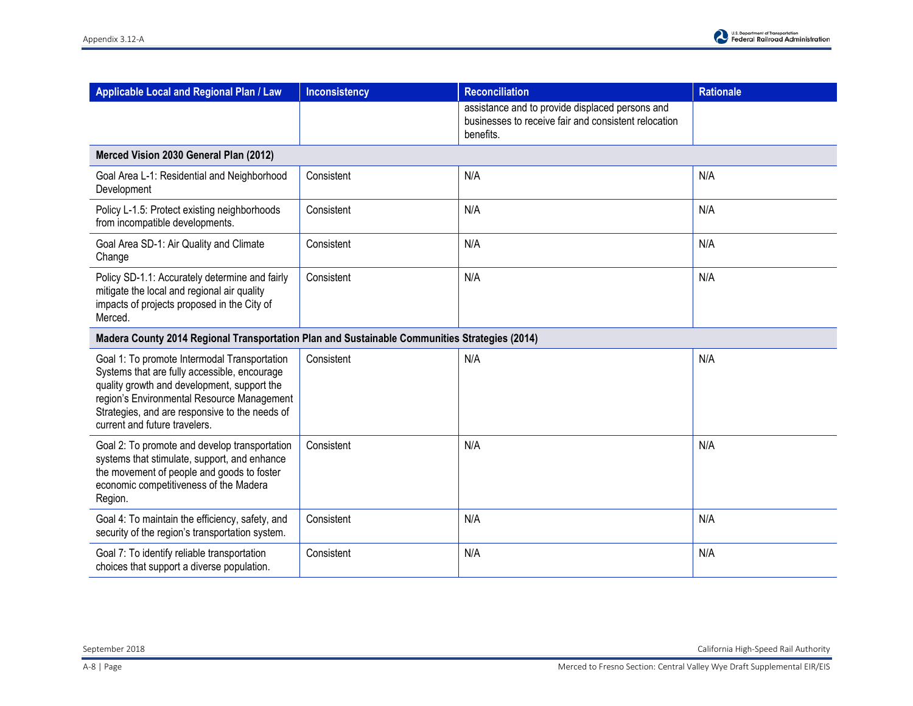| Applicable Local and Regional Plan / Law | Inconsistency | Reconciliation | Rationale |
|---|---|---|---|
| | | assistance and to provide displaced persons and businesses to receive fair and consistent relocation benefits. | |
| **Merced Vision 2030 General Plan (2012)** | | | |
| Goal Area L-1: Residential and Neighborhood Development | Consistent | N/A | N/A |
| Policy L-1.5: Protect existing neighborhoods from incompatible developments. | Consistent | N/A | N/A |
| Goal Area SD-1: Air Quality and Climate Change | Consistent | N/A | N/A |
| Policy SD-1.1: Accurately determine and fairly mitigate the local and regional air quality impacts of projects proposed in the City of Merced. | Consistent | N/A | N/A |
| **Madera County 2014 Regional Transportation Plan and Sustainable Communities Strategies (2014)** | | | |
| Goal 1: To promote Intermodal Transportation Systems that are fully accessible, encourage quality growth and development, support the region's Environmental Resource Management Strategies, and are responsive to the needs of current and future travelers. | Consistent | N/A | N/A |
| Goal 2: To promote and develop transportation systems that stimulate, support, and enhance the movement of people and goods to foster economic competitiveness of the Madera Region. | Consistent | N/A | N/A |
| Goal 4: To maintain the efficiency, safety, and security of the region's transportation system. | Consistent | N/A | N/A |
| Goal 7: To identify reliable transportation choices that support a diverse population. | Consistent | N/A | N/A |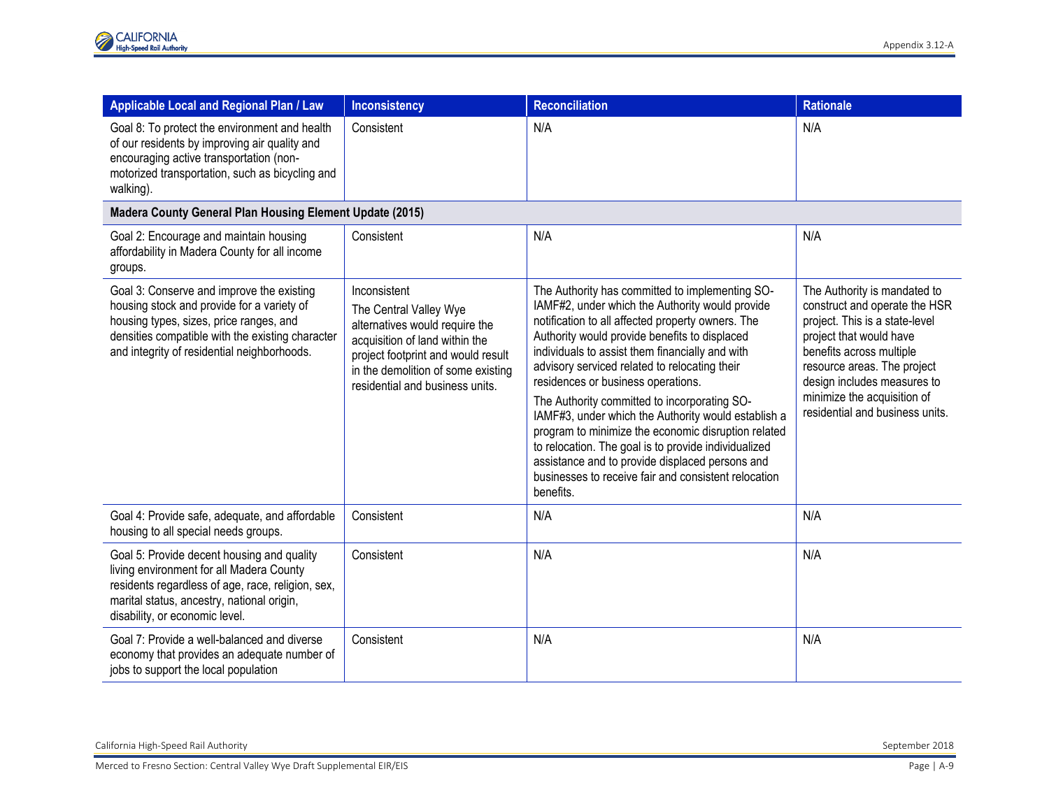| Applicable Local and Regional Plan / Law | Inconsistency | Reconciliation | Rationale |
|---|---|---|---|
| Goal 8: To protect the environment and health of our residents by improving air quality and encouraging active transportation (non-motorized transportation, such as bicycling and walking). | Consistent | N/A | N/A |
| **Madera County General Plan Housing Element Update (2015)** | | | |
| Goal 2: Encourage and maintain housing affordability in Madera County for all income groups. | Consistent | N/A | N/A |
| Goal 3: Conserve and improve the existing housing stock and provide for a variety of housing types, sizes, price ranges, and densities compatible with the existing character and integrity of residential neighborhoods. | Inconsistent<br>The Central Valley Wye alternatives would require the acquisition of land within the project footprint and would result in the demolition of some existing residential and business units. | The Authority has committed to implementing SO-IAMF#2, under which the Authority would provide notification to all affected property owners. The Authority would provide benefits to displaced individuals to assist them financially and with advisory serviced related to relocating their residences or business operations.<br>The Authority committed to incorporating SO-IAMF#3, under which the Authority would establish a program to minimize the economic disruption related to relocation. The goal is to provide individualized assistance and to provide displaced persons and businesses to receive fair and consistent relocation benefits. | The Authority is mandated to construct and operate the HSR project. This is a state-level project that would have benefits across multiple resource areas. The project design includes measures to minimize the acquisition of residential and business units. |
| Goal 4: Provide safe, adequate, and affordable housing to all special needs groups. | Consistent | N/A | N/A |
| Goal 5: Provide decent housing and quality living environment for all Madera County residents regardless of age, race, religion, sex, marital status, ancestry, national origin, disability, or economic level. | Consistent | N/A | N/A |
| Goal 7: Provide a well-balanced and diverse economy that provides an adequate number of jobs to support the local population | Consistent | N/A | N/A |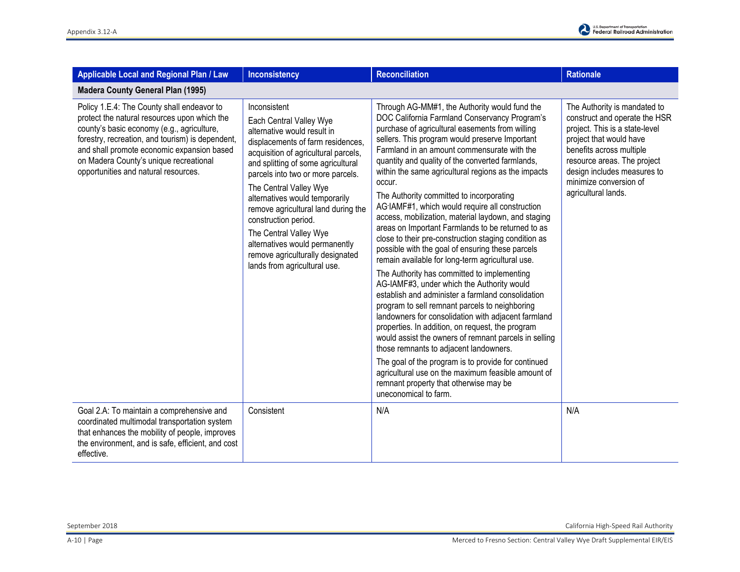| Applicable Local and Regional Plan / Law | Inconsistency | Reconciliation | Rationale |
|---|---|---|---|
| **Madera County General Plan (1995)** | | | |
| Policy 1.E.4: The County shall endeavor to protect the natural resources upon which the county's basic economy (e.g., agriculture, forestry, recreation, and tourism) is dependent, and shall promote economic expansion based on Madera County's unique recreational opportunities and natural resources. | Inconsistent<br><br>Each Central Valley Wye alternative would result in displacements of farm residences, acquisition of agricultural parcels, and splitting of some agricultural parcels into two or more parcels.<br><br>The Central Valley Wye alternatives would temporarily remove agricultural land during the construction period.<br><br>The Central Valley Wye alternatives would permanently remove agriculturally designated lands from agricultural use. | Through AG-MM#1, the Authority would fund the DOC California Farmland Conservancy Program's purchase of agricultural easements from willing sellers. This program would preserve Important Farmland in an amount commensurate with the quantity and quality of the converted farmlands, within the same agricultural regions as the impacts occur.<br><br>The Authority committed to incorporating AG-IAMF#1, which would require all construction access, mobilization, material laydown, and staging areas on Important Farmlands to be returned to as close to their pre-construction staging condition as possible with the goal of ensuring these parcels remain available for long-term agricultural use.<br><br>The Authority has committed to implementing AG-IAMF#3, under which the Authority would establish and administer a farmland consolidation program to sell remnant parcels to neighboring landowners for consolidation with adjacent farmland properties. In addition, on request, the program would assist the owners of remnant parcels in selling those remnants to adjacent landowners.<br><br>The goal of the program is to provide for continued agricultural use on the maximum feasible amount of remnant property that otherwise may be uneconomical to farm. | The Authority is mandated to construct and operate the HSR project. This is a state-level project that would have benefits across multiple resource areas. The project design includes measures to minimize conversion of agricultural lands. |
| Goal 2.A: To maintain a comprehensive and coordinated multimodal transportation system that enhances the mobility of people, improves the environment, and is safe, efficient, and cost effective. | Consistent | N/A | N/A |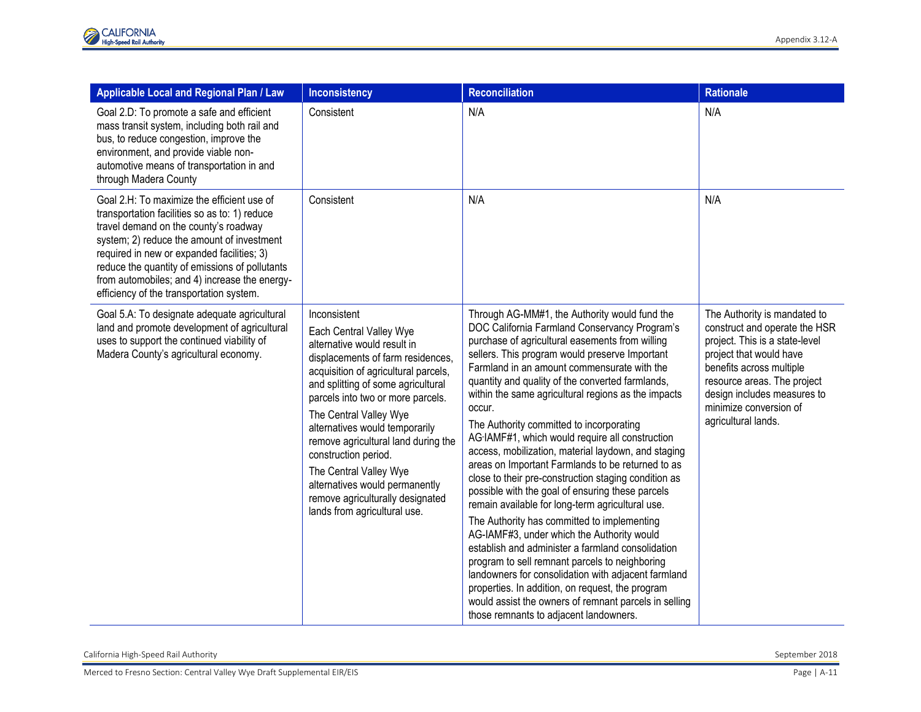| Applicable Local and Regional Plan / Law | Inconsistency | Reconciliation | Rationale |
|---|---|---|---|
| Goal 2.D: To promote a safe and efficient mass transit system, including both rail and bus, to reduce congestion, improve the environment, and provide viable non-automotive means of transportation in and through Madera County | Consistent | N/A | N/A |
| Goal 2.H: To maximize the efficient use of transportation facilities so as to: 1) reduce travel demand on the county's roadway system; 2) reduce the amount of investment required in new or expanded facilities; 3) reduce the quantity of emissions of pollutants from automobiles; and 4) increase the energy-efficiency of the transportation system. | Consistent | N/A | N/A |
| Goal 5.A: To designate adequate agricultural land and promote development of agricultural uses to support the continued viability of Madera County's agricultural economy. | Inconsistent<br>Each Central Valley Wye alternative would result in displacements of farm residences, acquisition of agricultural parcels, and splitting of some agricultural parcels into two or more parcels.<br>The Central Valley Wye alternatives would temporarily remove agricultural land during the construction period.<br>The Central Valley Wye alternatives would permanently remove agriculturally designated lands from agricultural use. | Through AG-MM#1, the Authority would fund the DOC California Farmland Conservancy Program's purchase of agricultural easements from willing sellers. This program would preserve Important Farmland in an amount commensurate with the quantity and quality of the converted farmlands, within the same agricultural regions as the impacts occur.<br>The Authority committed to incorporating AG-IAMF#1, which would require all construction access, mobilization, material laydown, and staging areas on Important Farmlands to be returned to as close to their pre-construction staging condition as possible with the goal of ensuring these parcels remain available for long-term agricultural use.<br>The Authority has committed to implementing AG-IAMF#3, under which the Authority would establish and administer a farmland consolidation program to sell remnant parcels to neighboring landowners for consolidation with adjacent farmland properties. In addition, on request, the program would assist the owners of remnant parcels in selling those remnants to adjacent landowners. | The Authority is mandated to construct and operate the HSR project. This is a state-level project that would have benefits across multiple resource areas. The project design includes measures to minimize conversion of agricultural lands. |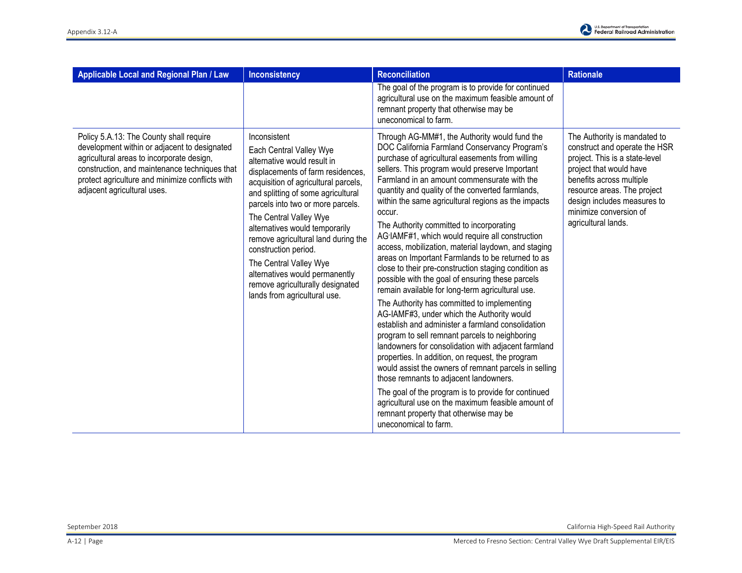| Applicable Local and Regional Plan / Law | Inconsistency | Reconciliation | Rationale |
|---|---|---|---|
| | | The goal of the program is to provide for continued agricultural use on the maximum feasible amount of remnant property that otherwise may be uneconomical to farm. | |
| Policy 5.A.13: The County shall require development within or adjacent to designated agricultural areas to incorporate design, construction, and maintenance techniques that protect agriculture and minimize conflicts with adjacent agricultural uses. | Inconsistent<br><br>Each Central Valley Wye alternative would result in displacements of farm residences, acquisition of agricultural parcels, and splitting of some agricultural parcels into two or more parcels.<br><br>The Central Valley Wye alternatives would temporarily remove agricultural land during the construction period.<br><br>The Central Valley Wye alternatives would permanently remove agriculturally designated lands from agricultural use. | Through AG-MM#1, the Authority would fund the DOC California Farmland Conservancy Program's purchase of agricultural easements from willing sellers. This program would preserve Important Farmland in an amount commensurate with the quantity and quality of the converted farmlands, within the same agricultural regions as the impacts occur.<br><br>The Authority committed to incorporating AG-IAMF#1, which would require all construction access, mobilization, material laydown, and staging areas on Important Farmlands to be returned to as close to their pre-construction staging condition as possible with the goal of ensuring these parcels remain available for long-term agricultural use.<br><br>The Authority has committed to implementing AG-IAMF#3, under which the Authority would establish and administer a farmland consolidation program to sell remnant parcels to neighboring landowners for consolidation with adjacent farmland properties. In addition, on request, the program would assist the owners of remnant parcels in selling those remnants to adjacent landowners.<br><br>The goal of the program is to provide for continued agricultural use on the maximum feasible amount of remnant property that otherwise may be uneconomical to farm. | The Authority is mandated to construct and operate the HSR project. This is a state-level project that would have benefits across multiple resource areas. The project design includes measures to minimize conversion of agricultural lands. |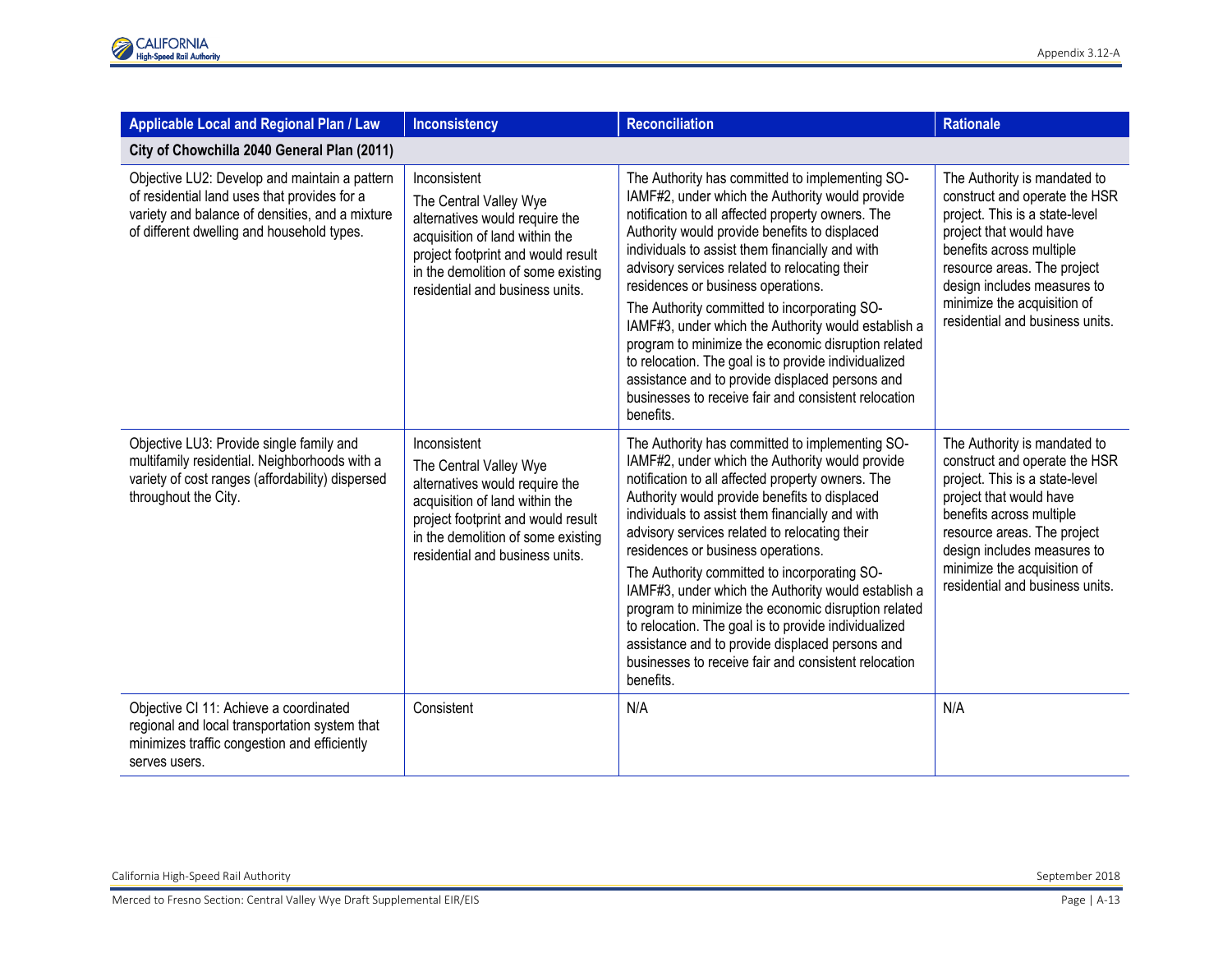| Applicable Local and Regional Plan / Law | Inconsistency | Reconciliation | Rationale |
|---|---|---|---|
| **City of Chowchilla 2040 General Plan (2011)** | | | |
| Objective LU2: Develop and maintain a pattern of residential land uses that provides for a variety and balance of densities, and a mixture of different dwelling and household types. | Inconsistent<br>The Central Valley Wye alternatives would require the acquisition of land within the project footprint and would result in the demolition of some existing residential and business units. | The Authority has committed to implementing SO-IAMF#2, under which the Authority would provide notification to all affected property owners. The Authority would provide benefits to displaced individuals to assist them financially and with advisory services related to relocating their residences or business operations.<br>The Authority committed to incorporating SO-IAMF#3, under which the Authority would establish a program to minimize the economic disruption related to relocation. The goal is to provide individualized assistance and to provide displaced persons and businesses to receive fair and consistent relocation benefits. | The Authority is mandated to construct and operate the HSR project. This is a state-level project that would have benefits across multiple resource areas. The project design includes measures to minimize the acquisition of residential and business units. |
| Objective LU3: Provide single family and multifamily residential. Neighborhoods with a variety of cost ranges (affordability) dispersed throughout the City. | Inconsistent<br>The Central Valley Wye alternatives would require the acquisition of land within the project footprint and would result in the demolition of some existing residential and business units. | The Authority has committed to implementing SO-IAMF#2, under which the Authority would provide notification to all affected property owners. The Authority would provide benefits to displaced individuals to assist them financially and with advisory services related to relocating their residences or business operations.<br>The Authority committed to incorporating SO-IAMF#3, under which the Authority would establish a program to minimize the economic disruption related to relocation. The goal is to provide individualized assistance and to provide displaced persons and businesses to receive fair and consistent relocation benefits. | The Authority is mandated to construct and operate the HSR project. This is a state-level project that would have benefits across multiple resource areas. The project design includes measures to minimize the acquisition of residential and business units. |
| Objective CI 11: Achieve a coordinated regional and local transportation system that minimizes traffic congestion and efficiently serves users. | Consistent | N/A | N/A |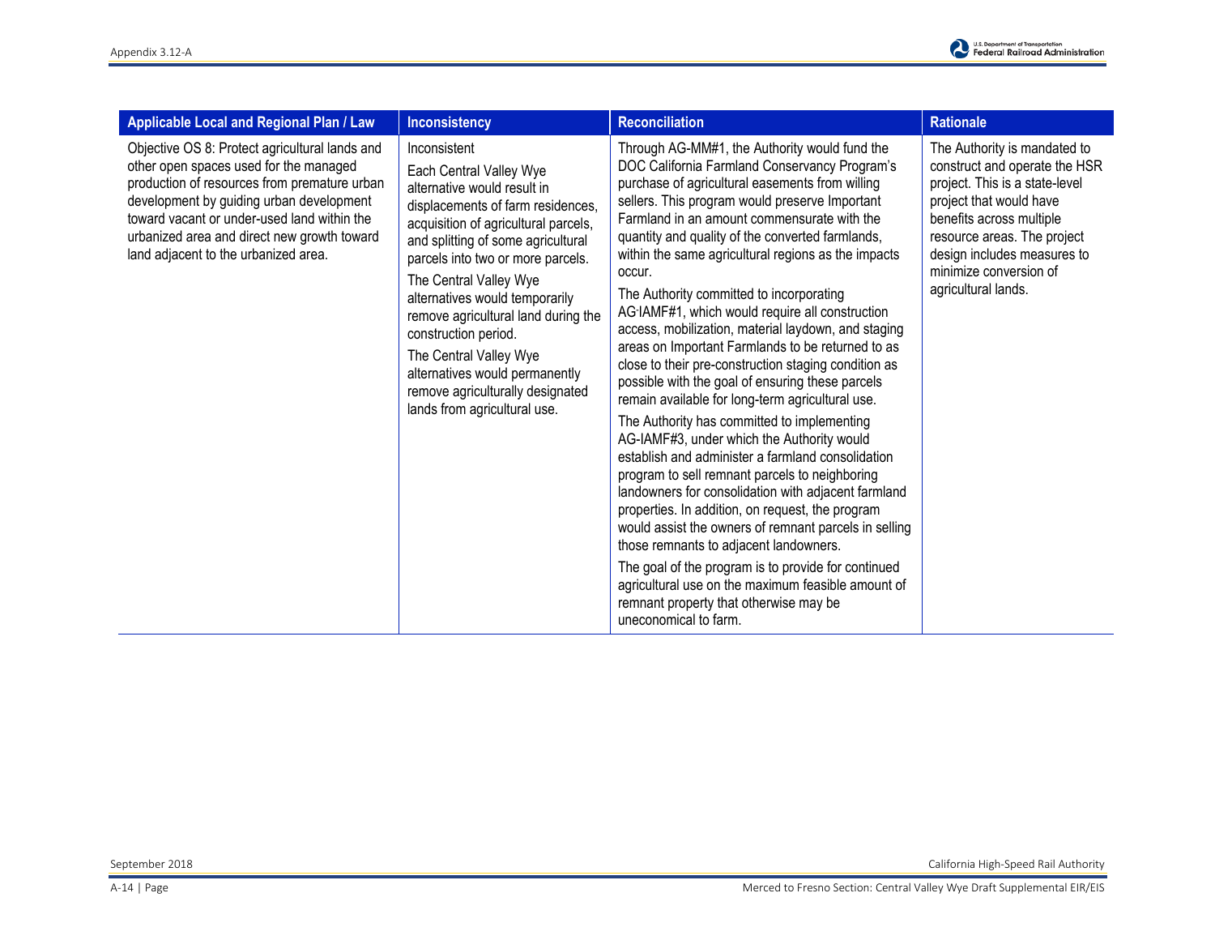| Applicable Local and Regional Plan / Law | Inconsistency | Reconciliation | Rationale |
|---|---|---|---|
| Objective OS 8: Protect agricultural lands and other open spaces used for the managed production of resources from premature urban development by guiding urban development toward vacant or under-used land within the urbanized area and direct new growth toward land adjacent to the urbanized area. | Inconsistent<br><br>Each Central Valley Wye alternative would result in displacements of farm residences, acquisition of agricultural parcels, and splitting of some agricultural parcels into two or more parcels.<br><br>The Central Valley Wye alternatives would temporarily remove agricultural land during the construction period.<br><br>The Central Valley Wye alternatives would permanently remove agriculturally designated lands from agricultural use. | Through AG-MM#1, the Authority would fund the DOC California Farmland Conservancy Program's purchase of agricultural easements from willing sellers. This program would preserve Important Farmland in an amount commensurate with the quantity and quality of the converted farmlands, within the same agricultural regions as the impacts occur.<br><br>The Authority committed to incorporating AG-IAMF#1, which would require all construction access, mobilization, material laydown, and staging areas on Important Farmlands to be returned to as close to their pre-construction staging condition as possible with the goal of ensuring these parcels remain available for long-term agricultural use.<br><br>The Authority has committed to implementing AG-IAMF#3, under which the Authority would establish and administer a farmland consolidation program to sell remnant parcels to neighboring landowners for consolidation with adjacent farmland properties. In addition, on request, the program would assist the owners of remnant parcels in selling those remnants to adjacent landowners.<br><br>The goal of the program is to provide for continued agricultural use on the maximum feasible amount of remnant property that otherwise may be uneconomical to farm. | The Authority is mandated to construct and operate the HSR project. This is a state-level project that would have benefits across multiple resource areas. The project design includes measures to minimize conversion of agricultural lands. |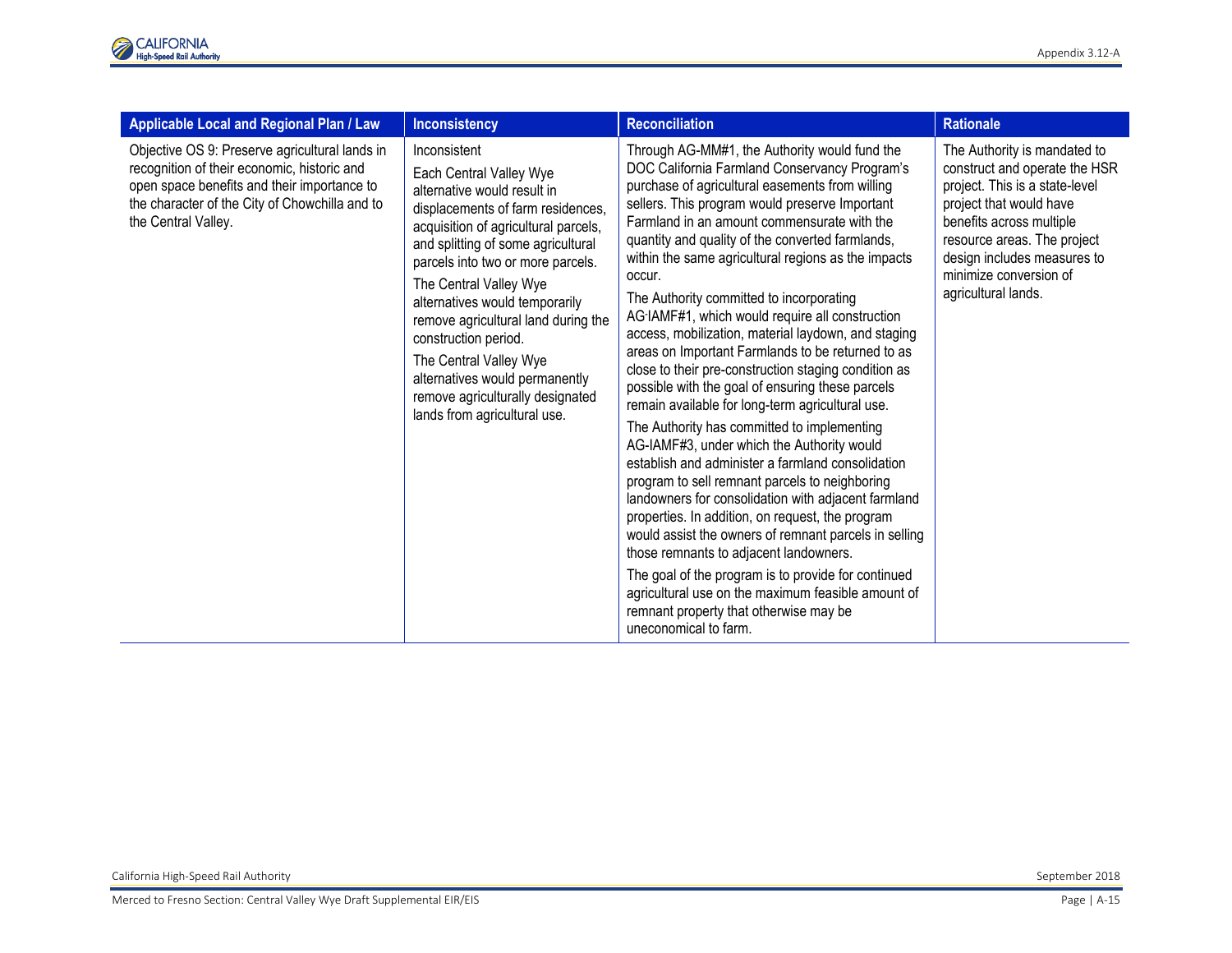| Applicable Local and Regional Plan / Law | Inconsistency | Reconciliation | Rationale |
|---|---|---|---|
| Objective OS 9: Preserve agricultural lands in recognition of their economic, historic and open space benefits and their importance to the character of the City of Chowchilla and to the Central Valley. | Inconsistent<br><br>Each Central Valley Wye alternative would result in displacements of farm residences, acquisition of agricultural parcels, and splitting of some agricultural parcels into two or more parcels.<br><br>The Central Valley Wye alternatives would temporarily remove agricultural land during the construction period.<br><br>The Central Valley Wye alternatives would permanently remove agriculturally designated lands from agricultural use. | Through AG-MM#1, the Authority would fund the DOC California Farmland Conservancy Program's purchase of agricultural easements from willing sellers. This program would preserve Important Farmland in an amount commensurate with the quantity and quality of the converted farmlands, within the same agricultural regions as the impacts occur.<br><br>The Authority committed to incorporating AG-IAMF#1, which would require all construction access, mobilization, material laydown, and staging areas on Important Farmlands to be returned to as close to their pre-construction staging condition as possible with the goal of ensuring these parcels remain available for long-term agricultural use.<br><br>The Authority has committed to implementing AG-IAMF#3, under which the Authority would establish and administer a farmland consolidation program to sell remnant parcels to neighboring landowners for consolidation with adjacent farmland properties. In addition, on request, the program would assist the owners of remnant parcels in selling those remnants to adjacent landowners.<br><br>The goal of the program is to provide for continued agricultural use on the maximum feasible amount of remnant property that otherwise may be uneconomical to farm. | The Authority is mandated to construct and operate the HSR project. This is a state-level project that would have benefits across multiple resource areas. The project design includes measures to minimize conversion of agricultural lands. |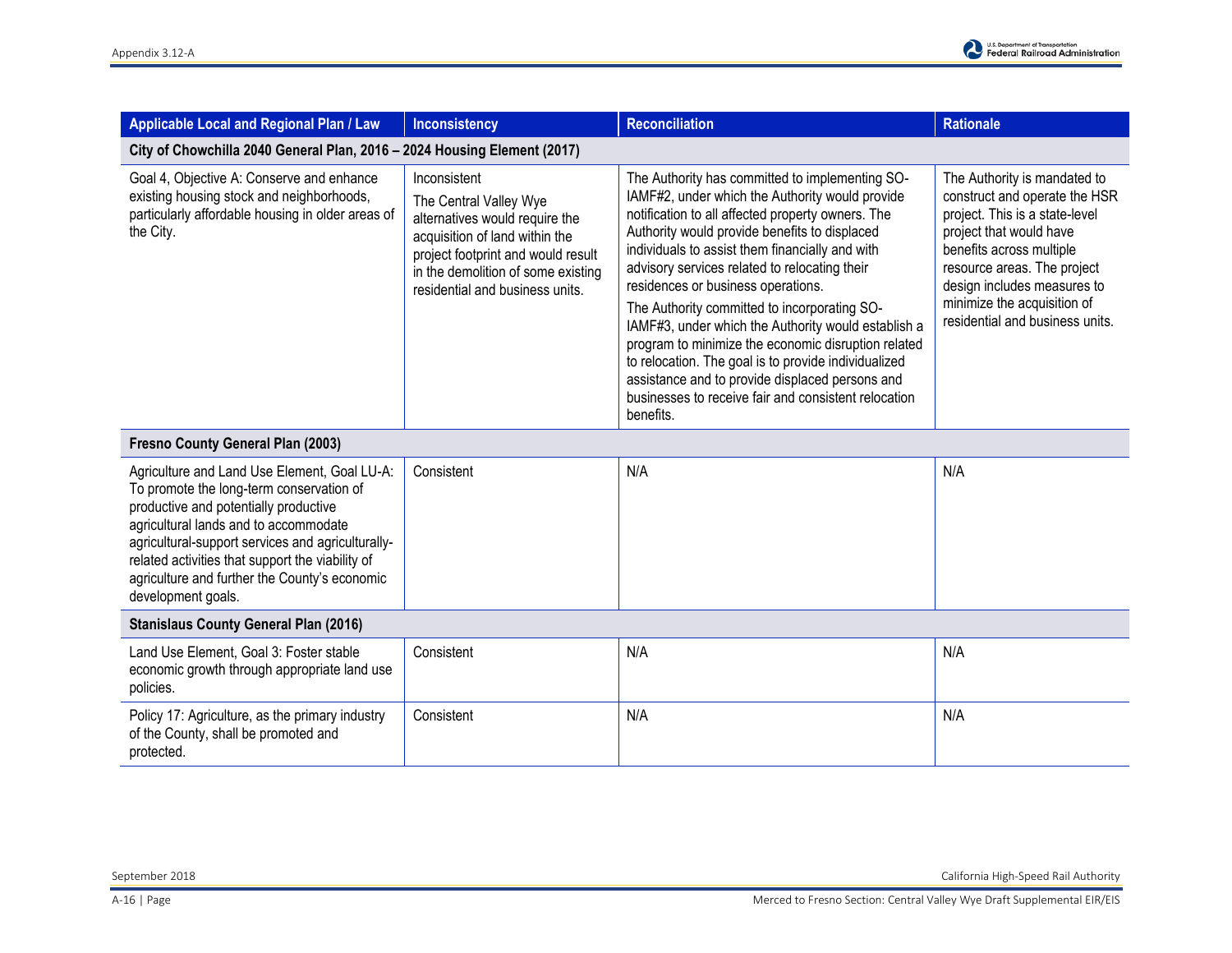| Applicable Local and Regional Plan / Law | Inconsistency | Reconciliation | Rationale |
|---|---|---|---|
| **City of Chowchilla 2040 General Plan, 2016 – 2024 Housing Element (2017)** | | | |
| Goal 4, Objective A: Conserve and enhance existing housing stock and neighborhoods, particularly affordable housing in older areas of the City. | Inconsistent<br>The Central Valley Wye alternatives would require the acquisition of land within the project footprint and would result in the demolition of some existing residential and business units. | The Authority has committed to implementing SO-IAMF#2, under which the Authority would provide notification to all affected property owners. The Authority would provide benefits to displaced individuals to assist them financially and with advisory services related to relocating their residences or business operations.<br>The Authority committed to incorporating SO-IAMF#3, under which the Authority would establish a program to minimize the economic disruption related to relocation. The goal is to provide individualized assistance and to provide displaced persons and businesses to receive fair and consistent relocation benefits. | The Authority is mandated to construct and operate the HSR project. This is a state-level project that would have benefits across multiple resource areas. The project design includes measures to minimize the acquisition of residential and business units. |
| **Fresno County General Plan (2003)** | | | |
| Agriculture and Land Use Element, Goal LU-A: To promote the long-term conservation of productive and potentially productive agricultural lands and to accommodate agricultural-support services and agriculturally-related activities that support the viability of agriculture and further the County's economic development goals. | Consistent | N/A | N/A |
| **Stanislaus County General Plan (2016)** | | | |
| Land Use Element, Goal 3: Foster stable economic growth through appropriate land use policies. | Consistent | N/A | N/A |
| Policy 17: Agriculture, as the primary industry of the County, shall be promoted and protected. | Consistent | N/A | N/A |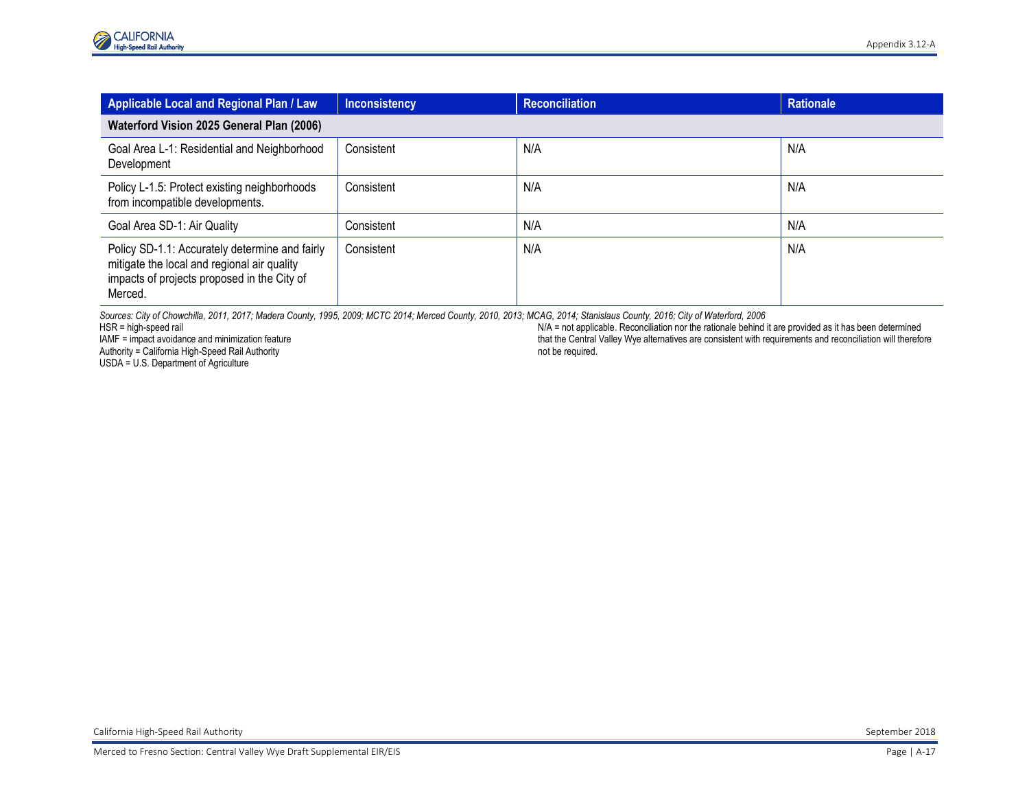| Applicable Local and Regional Plan / Law | Inconsistency | Reconciliation | Rationale |
|---|---|---|---|
| **Waterford Vision 2025 General Plan (2006)** | | | |
| Goal Area L-1: Residential and Neighborhood Development | Consistent | N/A | N/A |
| Policy L-1.5: Protect existing neighborhoods from incompatible developments. | Consistent | N/A | N/A |
| Goal Area SD-1: Air Quality | Consistent | N/A | N/A |
| Policy SD-1.1: Accurately determine and fairly mitigate the local and regional air quality impacts of projects proposed in the City of Merced. | Consistent | N/A | N/A |

*Sources: City of Chowchilla, 2011, 2017; Madera County, 1995, 2009; MCTC 2014; Merced County, 2010, 2013; MCAG, 2014; Stanislaus County, 2016; City of Waterford, 2006*

HSR = high-speed rail
IAMF = impact avoidance and minimization feature
Authority = California High-Speed Rail Authority
USDA = U.S. Department of Agriculture

N/A = not applicable. Reconciliation nor the rationale behind it are provided as it has been determined that the Central Valley Wye alternatives are consistent with requirements and reconciliation will therefore not be required.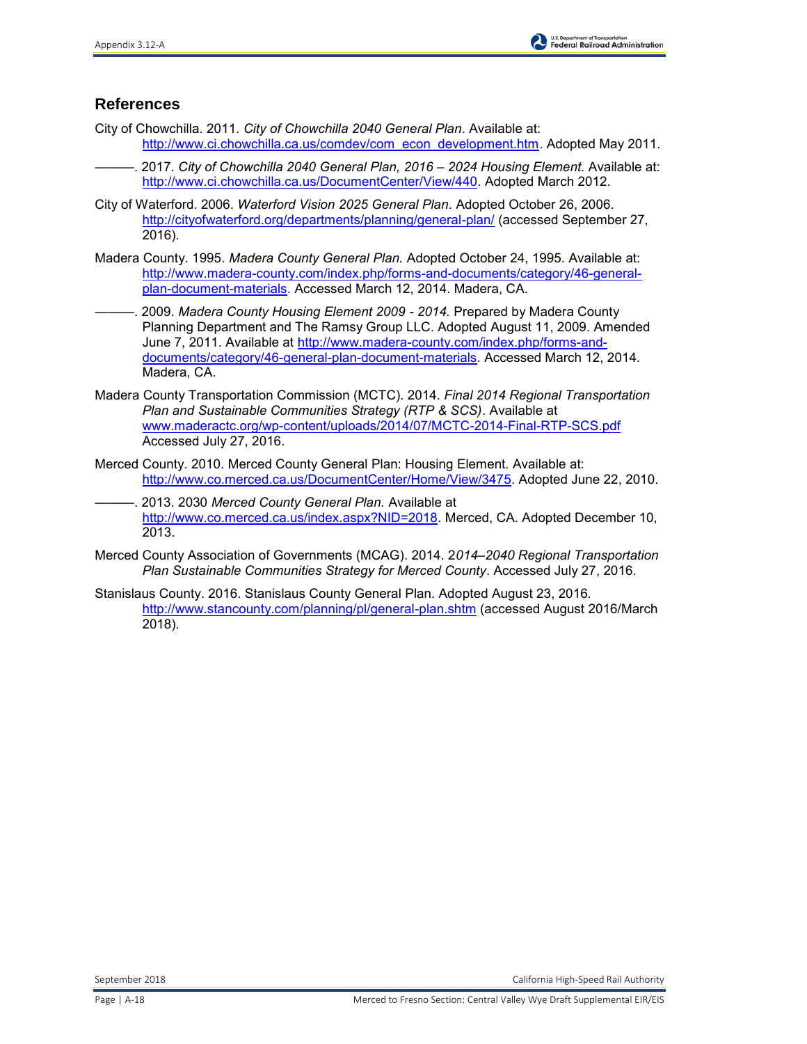## References

City of Chowchilla. 2011. *City of Chowchilla 2040 General Plan*. Available at: http://www.ci.chowchilla.ca.us/comdev/com_econ_development.htm. Adopted May 2011.

———. 2017. *City of Chowchilla 2040 General Plan, 2016 – 2024 Housing Element.* Available at: http://www.ci.chowchilla.ca.us/DocumentCenter/View/440. Adopted March 2012.

City of Waterford. 2006. *Waterford Vision 2025 General Plan*. Adopted October 26, 2006. http://cityofwaterford.org/departments/planning/general-plan/ (accessed September 27, 2016).

Madera County. 1995. *Madera County General Plan.* Adopted October 24, 1995. Available at: http://www.madera-county.com/index.php/forms-and-documents/category/46-general-plan-document-materials. Accessed March 12, 2014. Madera, CA.

———. 2009. *Madera County Housing Element 2009 - 2014.* Prepared by Madera County Planning Department and The Ramsy Group LLC. Adopted August 11, 2009. Amended June 7, 2011. Available at http://www.madera-county.com/index.php/forms-and-documents/category/46-general-plan-document-materials. Accessed March 12, 2014. Madera, CA.

Madera County Transportation Commission (MCTC). 2014. *Final 2014 Regional Transportation Plan and Sustainable Communities Strategy (RTP & SCS)*. Available at www.maderactc.org/wp-content/uploads/2014/07/MCTC-2014-Final-RTP-SCS.pdf Accessed July 27, 2016.

Merced County. 2010. Merced County General Plan: Housing Element. Available at: http://www.co.merced.ca.us/DocumentCenter/Home/View/3475. Adopted June 22, 2010.

———. 2013. 2030 *Merced County General Plan.* Available at http://www.co.merced.ca.us/index.aspx?NID=2018. Merced, CA. Adopted December 10, 2013.

Merced County Association of Governments (MCAG). 2014. 2*014–2040 Regional Transportation Plan Sustainable Communities Strategy for Merced County*. Accessed July 27, 2016.

Stanislaus County. 2016. Stanislaus County General Plan. Adopted August 23, 2016. http://www.stancounty.com/planning/pl/general-plan.shtm (accessed August 2016/March 2018).